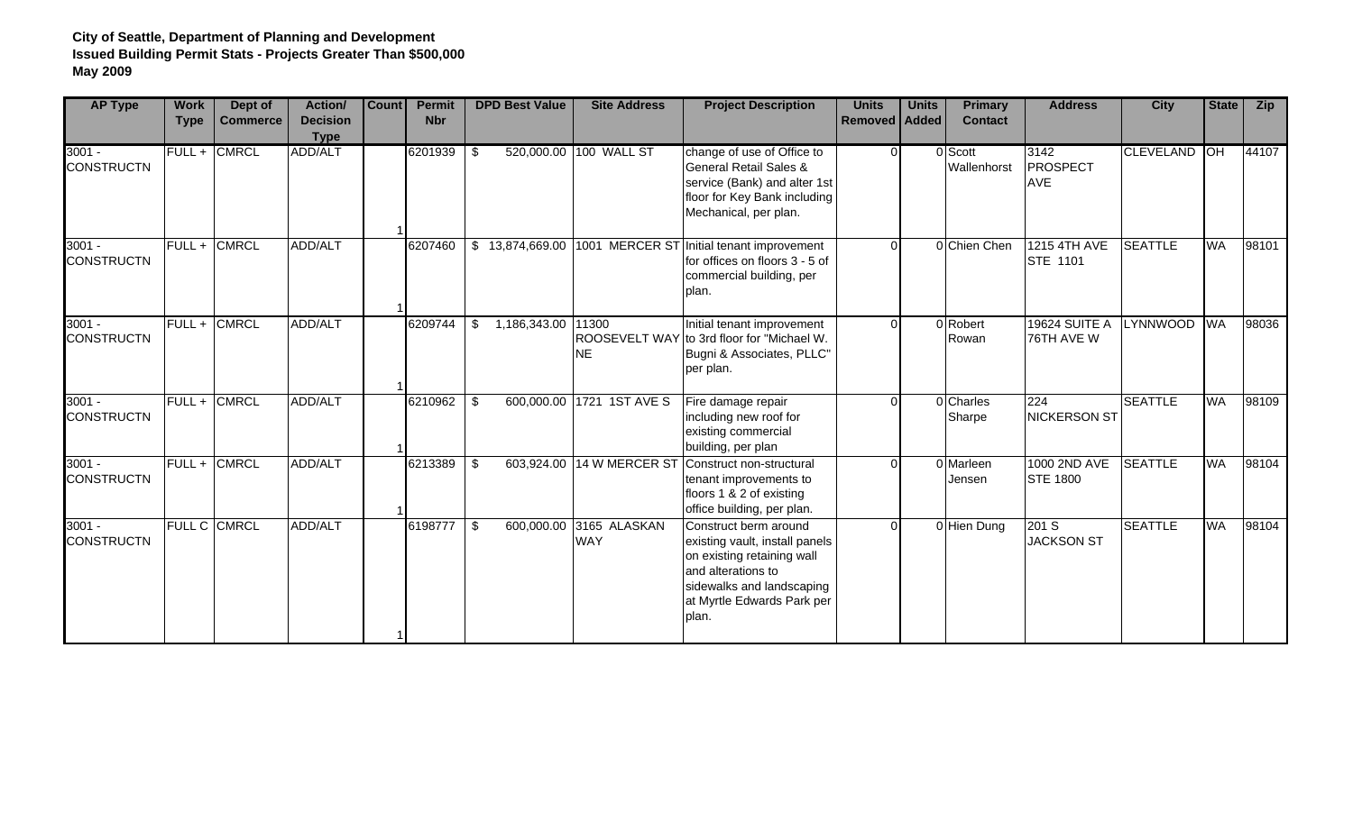**City of Seattle, Department of Planning and Development**
**Issued Building Permit Stats - Projects Greater Than $500,000**
**May 2009**

| AP Type | Work Type | Dept of Commerce | Action/ Decision Type | Count | Permit Nbr | DPD Best Value | Site Address | Project Description | Units Removed | Units Added | Primary Contact | Address | City | State | Zip |
|---|---|---|---|---|---|---|---|---|---|---|---|---|---|---|---|
| 3001 - CONSTRUCTN | FULL + | CMRCL | ADD/ALT | 1 | 6201939 | $ 520,000.00 | 100 WALL ST | change of use of Office to General Retail Sales & service (Bank) and alter 1st floor for Key Bank including Mechanical, per plan. | 0 | 0 | Scott Wallenhorst | 3142 PROSPECT AVE | CLEVELAND | OH | 44107 |
| 3001 - CONSTRUCTN | FULL + | CMRCL | ADD/ALT | 1 | 6207460 | $ 13,874,669.00 | 1001 MERCER ST | Initial tenant improvement for offices on floors 3 - 5 of commercial building, per plan. | 0 | 0 | Chien Chen | 1215 4TH AVE STE 1101 | SEATTLE | WA | 98101 |
| 3001 - CONSTRUCTN | FULL + | CMRCL | ADD/ALT | 1 | 6209744 | $ 1,186,343.00 | 11300 ROOSEVELT WAY NE | Initial tenant improvement to 3rd floor for "Michael W. Bugni & Associates, PLLC" per plan. | 0 | 0 | Robert Rowan | 19624 SUITE A 76TH AVE W | LYNNWOOD | WA | 98036 |
| 3001 - CONSTRUCTN | FULL + | CMRCL | ADD/ALT | 1 | 6210962 | $ 600,000.00 | 1721 1ST AVE S | Fire damage repair including new roof for existing commercial building, per plan | 0 | 0 | Charles Sharpe | 224 NICKERSON ST | SEATTLE | WA | 98109 |
| 3001 - CONSTRUCTN | FULL + | CMRCL | ADD/ALT | 1 | 6213389 | $ 603,924.00 | 14 W MERCER ST | Construct non-structural tenant improvements to floors 1 & 2 of existing office building, per plan. | 0 | 0 | Marleen Jensen | 1000 2ND AVE STE 1800 | SEATTLE | WA | 98104 |
| 3001 - CONSTRUCTN | FULL C | CMRCL | ADD/ALT | 1 | 6198777 | $ 600,000.00 | 3165 ALASKAN WAY | Construct berm around existing vault, install panels on existing retaining wall and alterations to sidewalks and landscaping at Myrtle Edwards Park per plan. | 0 | 0 | Hien Dung | 201 S JACKSON ST | SEATTLE | WA | 98104 |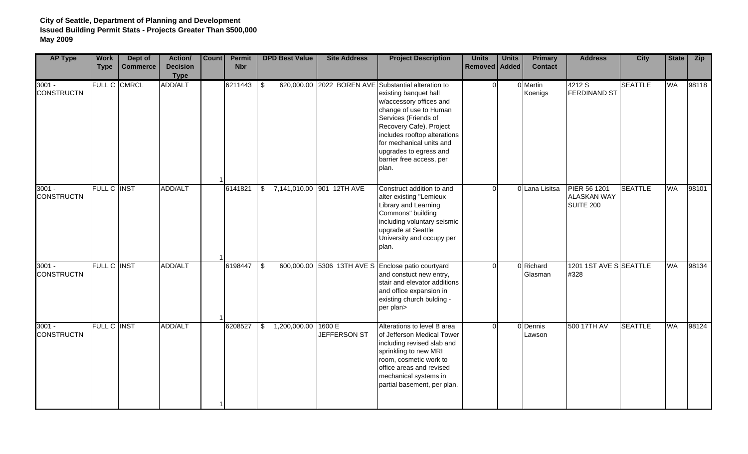**City of Seattle, Department of Planning and Development**
**Issued Building Permit Stats - Projects Greater Than $500,000**
**May 2009**

| AP Type | Work Type | Dept of Commerce | Action/ Decision Type | Count | Permit Nbr | DPD Best Value | Site Address | Project Description | Units Removed | Units Added | Primary Contact | Address | City | State | Zip |
|---|---|---|---|---|---|---|---|---|---|---|---|---|---|---|---|
| 3001 - CONSTRUCTN | FULL C | CMRCL | ADD/ALT | 1 | 6211443 | $ 620,000.00 | 2022 BOREN AVE | Substantial alteration to existing banquet hall w/accessory offices and change of use to Human Services (Friends of Recovery Cafe). Project includes rooftop alterations for mechanical units and upgrades to egress and barrier free access, per plan. | 0 | 0 | Martin Koenigs | 4212 S FERDINAND ST | SEATTLE | WA | 98118 |
| 3001 - CONSTRUCTN | FULL C | INST | ADD/ALT | 1 | 6141821 | $ 7,141,010.00 | 901 12TH AVE | Construct addition to and alter existing "Lemieux Library and Learning Commons" building including voluntary seismic upgrade at Seattle University and occupy per plan. | 0 | 0 | Lana Lisitsa | PIER 56 1201 ALASKAN WAY SUITE 200 | SEATTLE | WA | 98101 |
| 3001 - CONSTRUCTN | FULL C | INST | ADD/ALT | 1 | 6198447 | $ 600,000.00 | 5306 13TH AVE S | Enclose patio courtyard and constuct new entry, stair and elevator additions and office expansion in existing church bulding - per plan> | 0 | 0 | Richard Glasman | 1201 1ST AVE S #328 | SEATTLE | WA | 98134 |
| 3001 - CONSTRUCTN | FULL C | INST | ADD/ALT | 1 | 6208527 | $ 1,200,000.00 | 1600 E JEFFERSON ST | Alterations to level B area of Jefferson Medical Tower including revised slab and sprinkling to new MRI room, cosmetic work to office areas and revised mechanical systems in partial basement, per plan. | 0 | 0 | Dennis Lawson | 500 17TH AV | SEATTLE | WA | 98124 |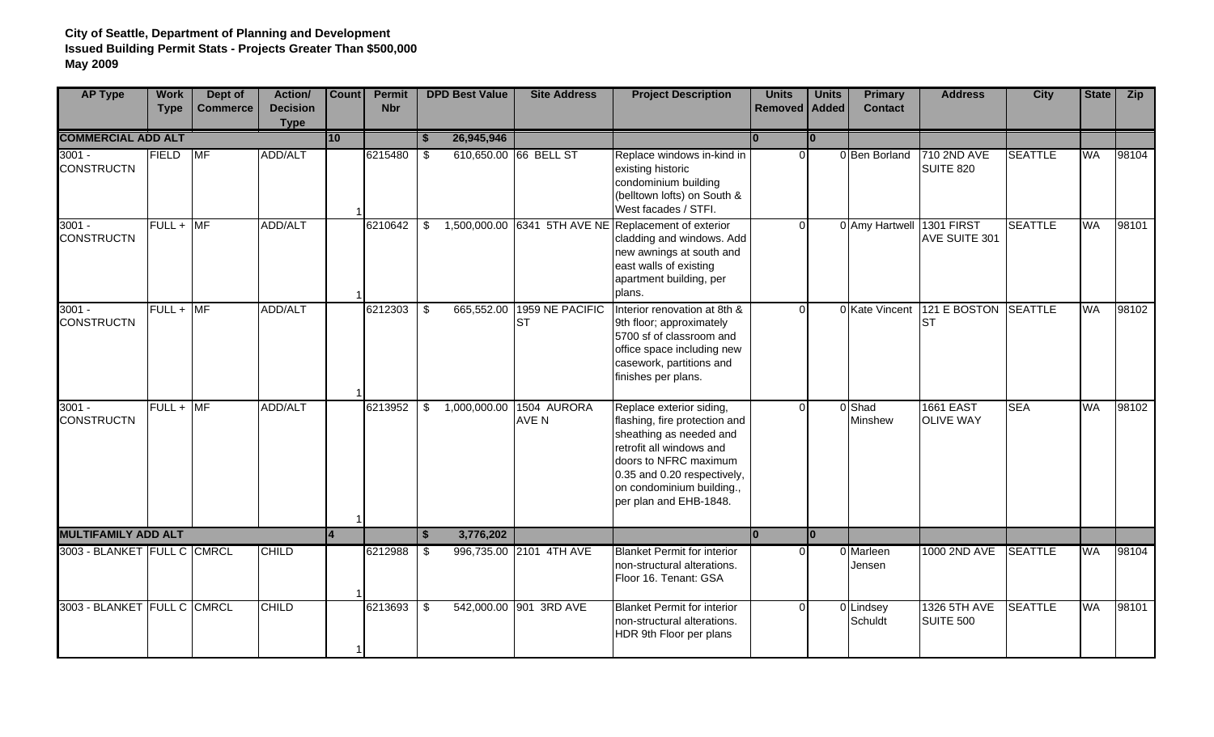**City of Seattle, Department of Planning and Development**
**Issued Building Permit Stats - Projects Greater Than $500,000**
**May 2009**

| AP Type | Work Type | Dept of Commerce | Action/ Decision Type | Count | Permit Nbr | DPD Best Value | Site Address | Project Description | Units Removed | Units Added | Primary Contact | Address | City | State | Zip |
|---|---|---|---|---|---|---|---|---|---|---|---|---|---|---|---|
| **COMMERCIAL ADD ALT** | | | | **10** | | **$ 26,945,946** | | | **0** | **0** | | | | | |
| 3001 - CONSTRUCTN | FIELD | MF | ADD/ALT | 1 | 6215480 | $ 610,650.00 | 66 BELL ST | Replace windows in-kind in existing historic condominium building (belltown lofts) on South & West facades / STFI. | 0 | 0 | Ben Borland | 710 2ND AVE SUITE 820 | SEATTLE | WA | 98104 |
| 3001 - CONSTRUCTN | FULL + | MF | ADD/ALT | 1 | 6210642 | $ 1,500,000.00 | 6341 5TH AVE NE | Replacement of exterior cladding and windows. Add new awnings at south and east walls of existing apartment building, per plans. | 0 | 0 | Amy Hartwell | 1301 FIRST AVE SUITE 301 | SEATTLE | WA | 98101 |
| 3001 - CONSTRUCTN | FULL + | MF | ADD/ALT | 1 | 6212303 | $ 665,552.00 | 1959 NE PACIFIC ST | Interior renovation at 8th & 9th floor; approximately 5700 sf of classroom and office space including new casework, partitions and finishes per plans. | 0 | 0 | Kate Vincent | 121 E BOSTON ST | SEATTLE | WA | 98102 |
| 3001 - CONSTRUCTN | FULL + | MF | ADD/ALT | 1 | 6213952 | $ 1,000,000.00 | 1504 AURORA AVE N | Replace exterior siding, flashing, fire protection and sheathing as needed and retrofit all windows and doors to NFRC maximum 0.35 and 0.20 respectively, on condominium building., per plan and EHB-1848. | 0 | 0 | Shad Minshew | 1661 EAST OLIVE WAY | SEA | WA | 98102 |
| **MULTIFAMILY ADD ALT** | | | | **4** | | **$ 3,776,202** | | | **0** | **0** | | | | | |
| 3003 - BLANKET | FULL C | CMRCL | CHILD | 1 | 6212988 | $ 996,735.00 | 2101 4TH AVE | Blanket Permit for interior non-structural alterations. Floor 16. Tenant: GSA | 0 | 0 | Marleen Jensen | 1000 2ND AVE | SEATTLE | WA | 98104 |
| 3003 - BLANKET | FULL C | CMRCL | CHILD | 1 | 6213693 | $ 542,000.00 | 901 3RD AVE | Blanket Permit for interior non-structural alterations. HDR 9th Floor per plans | 0 | 0 | Lindsey Schuldt | 1326 5TH AVE SUITE 500 | SEATTLE | WA | 98101 |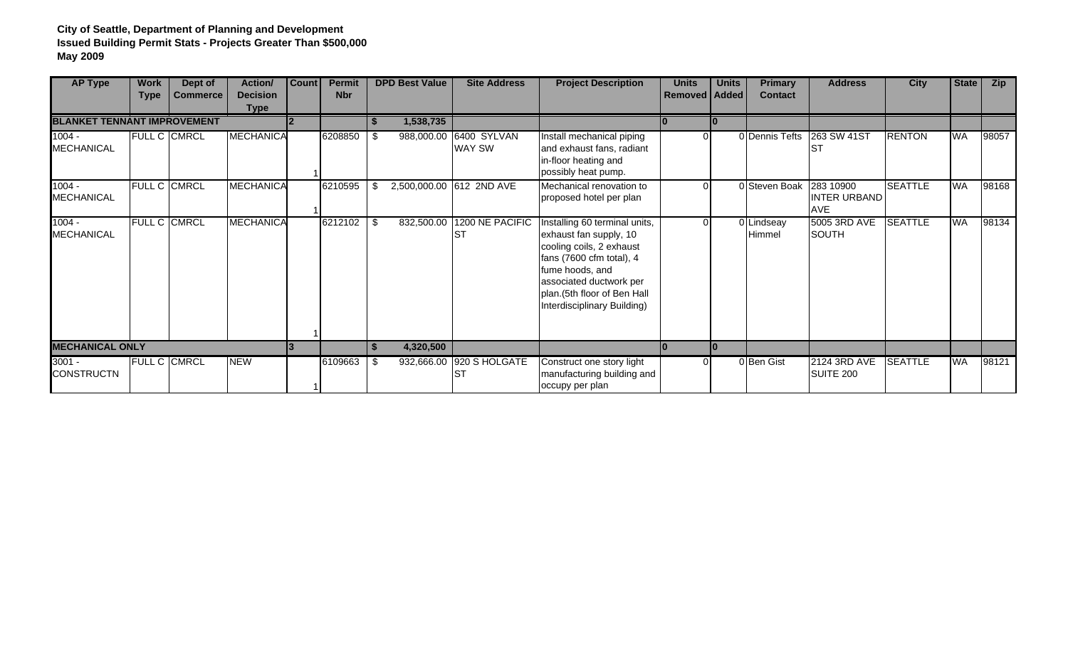**City of Seattle, Department of Planning and Development**
**Issued Building Permit Stats - Projects Greater Than $500,000**
**May 2009**

| AP Type | Work Type | Dept of Commerce | Action/ Decision Type | Count | Permit Nbr | DPD Best Value | Site Address | Project Description | Units Removed | Units Added | Primary Contact | Address | City | State | Zip |
|---|---|---|---|---|---|---|---|---|---|---|---|---|---|---|---|
| **BLANKET TENNANT IMPROVEMENT** | | | | **2** | | **$ 1,538,735** | | | **0** | **0** | | | | | |
| 1004 - MECHANICAL | FULL C | CMRCL | MECHANICA | 1 | 6208850 | $ 988,000.00 | 6400 SYLVAN WAY SW | Install mechanical piping and exhaust fans, radiant in-floor heating and possibly heat pump. | 0 | 0 | Dennis Tefts | 263 SW 41ST ST | RENTON | WA | 98057 |
| 1004 - MECHANICAL | FULL C | CMRCL | MECHANICA | 1 | 6210595 | $ 2,500,000.00 | 612 2ND AVE | Mechanical renovation to proposed hotel per plan | 0 | 0 | Steven Boak | 283 10900 INTER URBAND AVE | SEATTLE | WA | 98168 |
| 1004 - MECHANICAL | FULL C | CMRCL | MECHANICA | 1 | 6212102 | $ 832,500.00 | 1200 NE PACIFIC ST | Installing 60 terminal units, exhaust fan supply, 10 cooling coils, 2 exhaust fans (7600 cfm total), 4 fume hoods, and associated ductwork per plan.(5th floor of Ben Hall Interdisciplinary Building) | 0 | 0 | Lindseay Himmel | 5005 3RD AVE SOUTH | SEATTLE | WA | 98134 |
| **MECHANICAL ONLY** | | | | **3** | | **$ 4,320,500** | | | **0** | **0** | | | | | |
| 3001 - CONSTRUCTN | FULL C | CMRCL | NEW | 1 | 6109663 | $ 932,666.00 | 920 S HOLGATE ST | Construct one story light manufacturing building and occupy per plan | 0 | 0 | Ben Gist | 2124 3RD AVE SUITE 200 | SEATTLE | WA | 98121 |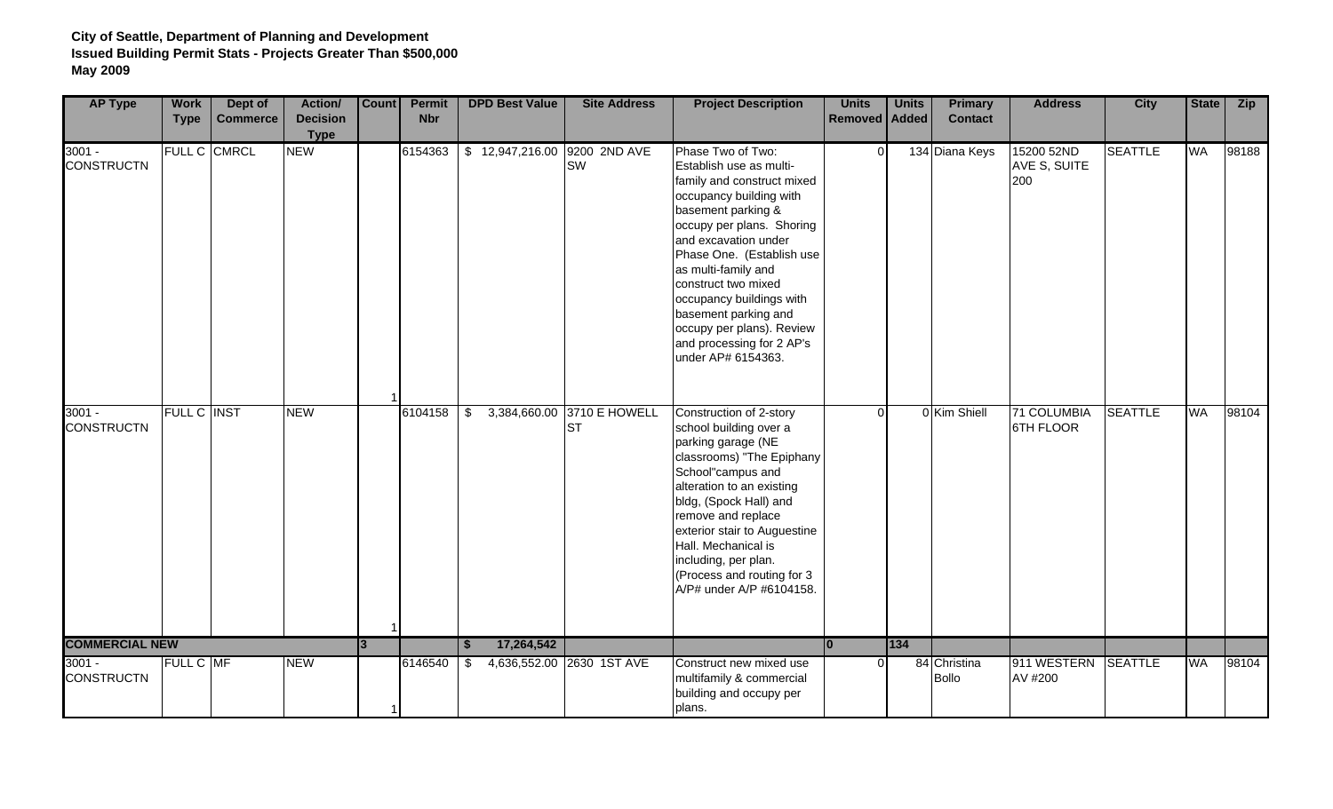**City of Seattle, Department of Planning and Development**
**Issued Building Permit Stats - Projects Greater Than $500,000**
**May 2009**

| AP Type | Work Type | Dept of Commerce | Action/ Decision Type | Count | Permit Nbr | DPD Best Value | Site Address | Project Description | Units Removed | Units Added | Primary Contact | Address | City | State | Zip |
|---|---|---|---|---|---|---|---|---|---|---|---|---|---|---|---|
| 3001 - CONSTRUCTN | FULL C | CMRCL | NEW | 1 | 6154363 | $ 12,947,216.00 | 9200 2ND AVE SW | Phase Two of Two: Establish use as multi-family and construct mixed occupancy building with basement parking & occupy per plans. Shoring and excavation under Phase One. (Establish use as multi-family and construct two mixed occupancy buildings with basement parking and occupy per plans). Review and processing for 2 AP's under AP# 6154363. | 0 | 134 | Diana Keys | 15200 52ND AVE S, SUITE 200 | SEATTLE | WA | 98188 |
| 3001 - CONSTRUCTN | FULL C | INST | NEW | 1 | 6104158 | $ 3,384,660.00 | 3710 E HOWELL ST | Construction of 2-story school building over a parking garage (NE classrooms) "The Epiphany School"campus and alteration to an existing bldg, (Spock Hall) and remove and replace exterior stair to Auguestine Hall. Mechanical is including, per plan. (Process and routing for 3 A/P# under A/P #6104158. | 0 | 0 | Kim Shiell | 71 COLUMBIA 6TH FLOOR | SEATTLE | WA | 98104 |
| **COMMERCIAL NEW** | | | | **3** | | **$ 17,264,542** | | | **0** | **134** | | | | | |
| 3001 - CONSTRUCTN | FULL C | MF | NEW | 1 | 6146540 | $ 4,636,552.00 | 2630 1ST AVE | Construct new mixed use multifamily & commercial building and occupy per plans. | 0 | 84 | Christina Bollo | 911 WESTERN AV #200 | SEATTLE | WA | 98104 |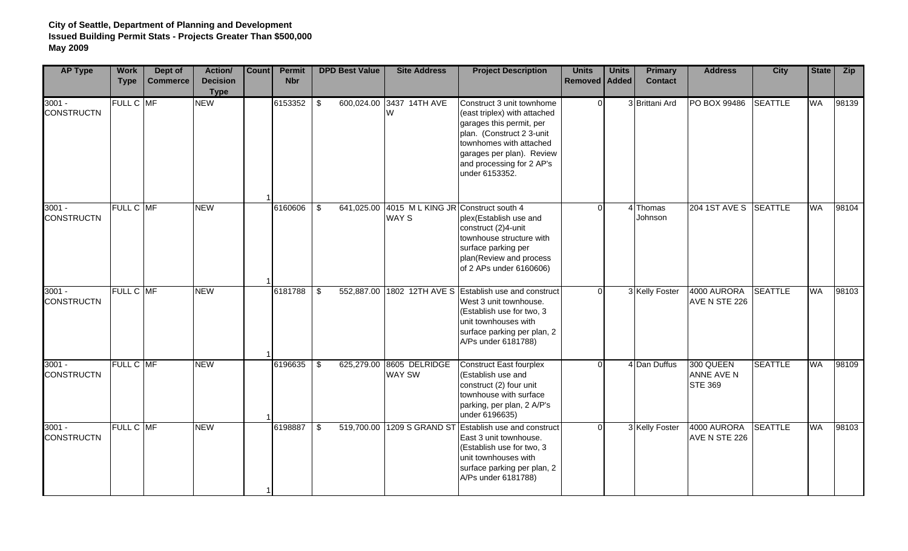**City of Seattle, Department of Planning and Development**
**Issued Building Permit Stats - Projects Greater Than $500,000**
**May 2009**

| AP Type | Work Type | Dept of Commerce | Action/ Decision Type | Count | Permit Nbr | DPD Best Value | Site Address | Project Description | Units Removed | Units Added | Primary Contact | Address | City | State | Zip |
|---|---|---|---|---|---|---|---|---|---|---|---|---|---|---|---|
| 3001 - CONSTRUCTN | FULL C | MF | NEW | 1 | 6153352 | $ 600,024.00 | 3437 14TH AVE W | Construct 3 unit townhome (east triplex) with attached garages this permit, per plan. (Construct 2 3-unit townhomes with attached garages per plan). Review and processing for 2 AP's under 6153352. | 0 | 3 | Brittani Ard | PO BOX 99486 | SEATTLE | WA | 98139 |
| 3001 - CONSTRUCTN | FULL C | MF | NEW | 1 | 6160606 | $ 641,025.00 | 4015 M L KING JR WAY S | Construct south 4 plex(Establish use and construct (2)4-unit townhouse structure with surface parking per plan(Review and process of 2 APs under 6160606) | 0 | 4 | Thomas Johnson | 204 1ST AVE S | SEATTLE | WA | 98104 |
| 3001 - CONSTRUCTN | FULL C | MF | NEW | 1 | 6181788 | $ 552,887.00 | 1802 12TH AVE S | Establish use and construct West 3 unit townhouse. (Establish use for two, 3 unit townhouses with surface parking per plan, 2 A/Ps under 6181788) | 0 | 3 | Kelly Foster | 4000 AURORA AVE N STE 226 | SEATTLE | WA | 98103 |
| 3001 - CONSTRUCTN | FULL C | MF | NEW | 1 | 6196635 | $ 625,279.00 | 8605 DELRIDGE WAY SW | Construct East fourplex (Establish use and construct (2) four unit townhouse with surface parking, per plan, 2 A/P's under 6196635) | 0 | 4 | Dan Duffus | 300 QUEEN ANNE AVE N STE 369 | SEATTLE | WA | 98109 |
| 3001 - CONSTRUCTN | FULL C | MF | NEW | 1 | 6198887 | $ 519,700.00 | 1209 S GRAND ST | Establish use and construct East 3 unit townhouse. (Establish use for two, 3 unit townhouses with surface parking per plan, 2 A/Ps under 6181788) | 0 | 3 | Kelly Foster | 4000 AURORA AVE N STE 226 | SEATTLE | WA | 98103 |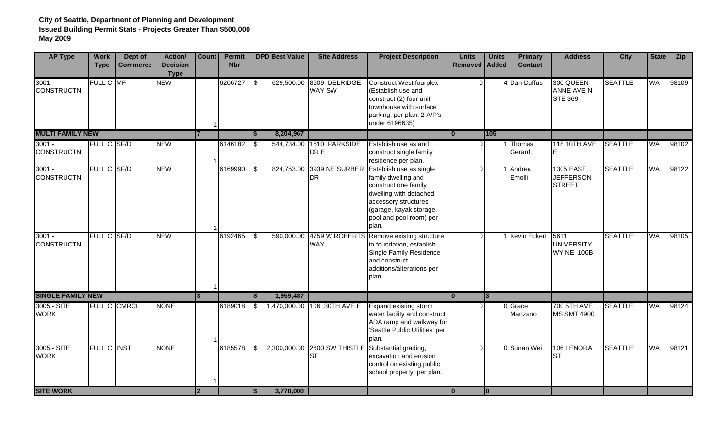**City of Seattle, Department of Planning and Development**
**Issued Building Permit Stats - Projects Greater Than $500,000**
**May 2009**

| AP Type | Work Type | Dept of Commerce | Action/ Decision Type | Count | Permit Nbr | DPD Best Value | Site Address | Project Description | Units Removed | Units Added | Primary Contact | Address | City | State | Zip |
|---|---|---|---|---|---|---|---|---|---|---|---|---|---|---|---|
| 3001 - CONSTRUCTN | FULL C | MF | NEW | 1 | 6206727 | $ 629,500.00 | 8609 DELRIDGE WAY SW | Construct West fourplex (Establish use and construct (2) four unit townhouse with surface parking, per plan, 2 A/P's under 6196635) | 0 | 4 | Dan Duffus | 300 QUEEN ANNE AVE N STE 369 | SEATTLE | WA | 98109 |
| **MULTI FAMILY NEW** | | | | **7** | | **$ 8,204,967** | | | **0** | **105** | | | | | |
| 3001 - CONSTRUCTN | FULL C | SF/D | NEW | 1 | 6146182 | $ 544,734.00 | 1510 PARKSIDE DR E | Establish use as and construct single family residence per plan. | 0 | 1 | Thomas Gerard | 118 10TH AVE E | SEATTLE | WA | 98102 |
| 3001 - CONSTRUCTN | FULL C | SF/D | NEW | 1 | 6169990 | $ 824,753.00 | 3939 NE SURBER DR | Establish use as single family dwelling and construct one family dwelling with detached accessory structures (garage, kayak storage, pool and pool room) per plan. | 0 | 1 | Andrea Emolli | 1305 EAST JEFFERSON STREET | SEATTLE | WA | 98122 |
| 3001 - CONSTRUCTN | FULL C | SF/D | NEW | 1 | 6192465 | $ 590,000.00 | 4759 W ROBERTS WAY | Remove existing structure to foundation, establish Single Family Residence and construct additions/alterations per plan. | 0 | 1 | Kevin Eckert | 5611 UNIVERSITY WY NE 100B | SEATTLE | WA | 98105 |
| **SINGLE FAMILY NEW** | | | | **3** | | **$ 1,959,487** | | | **0** | **3** | | | | | |
| 3005 - SITE WORK | FULL C | CMRCL | NONE | 1 | 6189018 | $ 1,470,000.00 | 106 30TH AVE E | Expand existing storm water facility and construct ADA ramp and walkway for 'Seattle Public Utilities' per plan. | 0 | 0 | Grace Manzano | 700 5TH AVE MS SMT 4900 | SEATTLE | WA | 98124 |
| 3005 - SITE WORK | FULL C | INST | NONE | 1 | 6185578 | $ 2,300,000.00 | 2600 SW THISTLE ST | Substantial grading, excavation and erosion control on existing public school property, per plan. | 0 | 0 | Sunan Wei | 106 LENORA ST | SEATTLE | WA | 98121 |
| **SITE WORK** | | | | **2** | | **$ 3,770,000** | | | **0** | **0** | | | | | |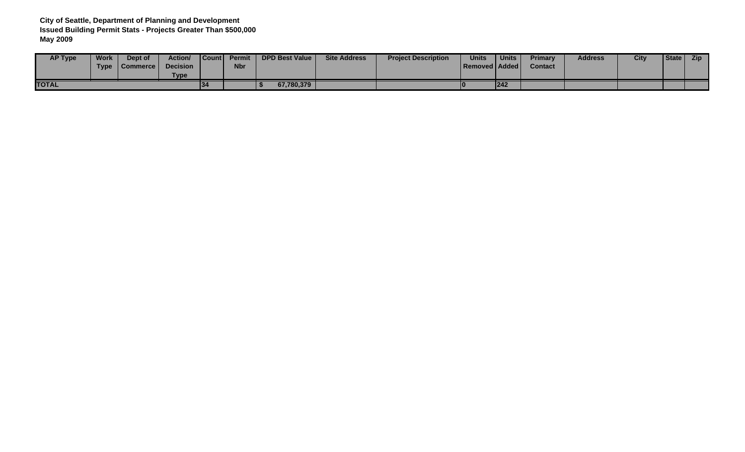**City of Seattle, Department of Planning and Development**
**Issued Building Permit Stats - Projects Greater Than $500,000**
**May 2009**

| AP Type | Work Type | Dept of Commerce | Action/ Decision Type | Count | Permit Nbr | DPD Best Value | Site Address | Project Description | Units Removed | Units Added | Primary Contact | Address | City | State | Zip |
|---|---|---|---|---|---|---|---|---|---|---|---|---|---|---|---|
| **TOTAL** | | | | **34** | | **$ 67,780,379** | | | **0** | **242** | | | | | |